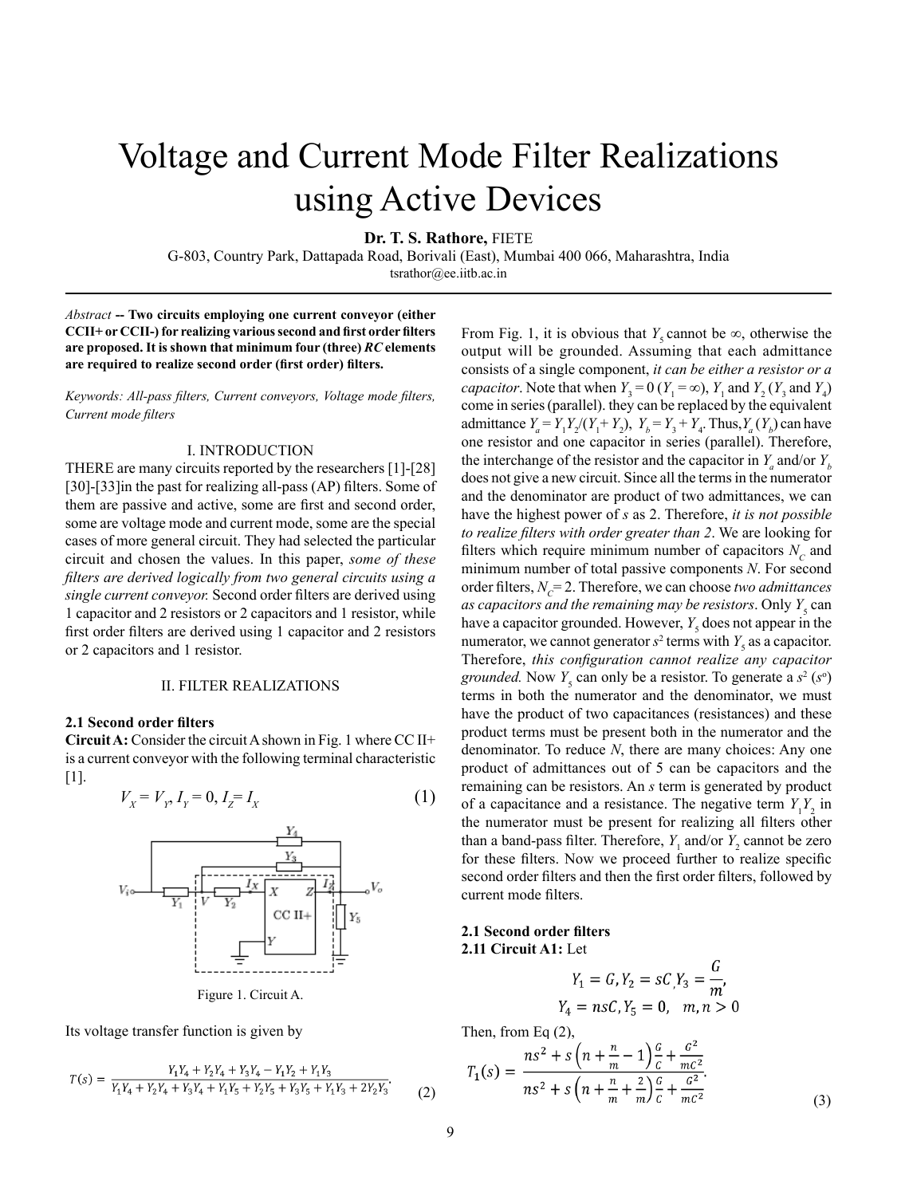# Voltage and Current Mode Filter Realizations using Active Devices

**Dr. T. S. Rathore,** FIETE

G-803, Country Park, Dattapada Road, Borivali (East), Mumbai 400 066, Maharashtra, India

tsrathor@ee.iitb.ac.in

*Abstract* -- **Two circuits employing one current conveyor (either CCII+ or CCII-) for realizing various second and first order filters are proposed. It is shown that minimum four (three) *RC* elements are required to realize second order (first order) filters.**

*Keywords: All-pass filters, Current conveyors, Voltage mode filters, Current mode filters*

## I. INTRODUCTION

THERE are many circuits reported by the researchers [1]-[28] [30]-[33]in the past for realizing all-pass (AP) filters. Some of them are passive and active, some are first and second order, some are voltage mode and current mode, some are the special cases of more general circuit. They had selected the particular circuit and chosen the values. In this paper, *some of these filters are derived logically from two general circuits using a single current conveyor.* Second order filters are derived using 1 capacitor and 2 resistors or 2 capacitors and 1 resistor, while first order filters are derived using 1 capacitor and 2 resistors or 2 capacitors and 1 resistor.

## II. FILTER REALIZATIONS

### 2.1 Second order filters

**Circuit A:** Consider the circuit A shown in Fig. 1 where CC II+ is a current conveyor with the following terminal characteristic [1].

$$V_X = V_Y,\ I_Y = 0,\ I_Z = I_X \tag{1}$$

Figure 1. Circuit A.

Its voltage transfer function is given by

$$T(s) = \frac{Y_1Y_4 + Y_2Y_4 + Y_3Y_4 - Y_1Y_2 + Y_1Y_3}{Y_1Y_4 + Y_2Y_4 + Y_3Y_4 + Y_1Y_5 + Y_2Y_5 + Y_3Y_5 + Y_1Y_3 + 2Y_2Y_3}. \tag{2}$$

From Fig. 1, it is obvious that $Y_5$ cannot be $\infty$, otherwise the output will be grounded. Assuming that each admittance consists of a single component, *it can be either a resistor or a capacitor*. Note that when $Y_3 = 0$ ($Y_1 = \infty$), $Y_1$ and $Y_2$ ($Y_3$ and $Y_4$) come in series (parallel). they can be replaced by the equivalent admittance $Y_a = Y_1Y_2/(Y_1 + Y_2)$, $Y_b = Y_3 + Y_4$. Thus, $Y_a$ ($Y_b$) can have one resistor and one capacitor in series (parallel). Therefore, the interchange of the resistor and the capacitor in $Y_a$ and/or $Y_b$ does not give a new circuit. Since all the terms in the numerator and the denominator are product of two admittances, we can have the highest power of $s$ as 2. Therefore, *it is not possible to realize filters with order greater than 2*. We are looking for filters which require minimum number of capacitors $N_C$ and minimum number of total passive components $N$. For second order filters, $N_C = 2$. Therefore, we can choose *two admittances as capacitors and the remaining may be resistors*. Only $Y_5$ can have a capacitor grounded. However, $Y_5$ does not appear in the numerator, we cannot generator $s^2$ terms with $Y_5$ as a capacitor. Therefore, *this configuration cannot realize any capacitor grounded.* Now $Y_5$ can only be a resistor. To generate a $s^2$ ($s^o$) terms in both the numerator and the denominator, we must have the product of two capacitances (resistances) and these product terms must be present both in the numerator and the denominator. To reduce $N$, there are many choices: Any one product of admittances out of 5 can be capacitors and the remaining can be resistors. An $s$ term is generated by product of a capacitance and a resistance. The negative term $Y_1Y_2$ in the numerator must be present for realizing all filters other than a band-pass filter. Therefore, $Y_1$ and/or $Y_2$ cannot be zero for these filters. Now we proceed further to realize specific second order filters and then the first order filters, followed by current mode filters.

### 2.1 Second order filters

**2.11 Circuit A1:** Let

$$Y_1 = G, Y_2 = sC, Y_3 = \frac{G}{m},$$
$$Y_4 = nsC, Y_5 = 0, \quad m, n > 0$$

Then, from Eq (2),

$$T_1(s) = \frac{ns^2 + s\left(n + \frac{n}{m} - 1\right)\frac{G}{C} + \frac{G^2}{mC^2}}{ns^2 + s\left(n + \frac{n}{m} + \frac{2}{m}\right)\frac{G}{C} + \frac{G^2}{mC^2}}. \tag{3}$$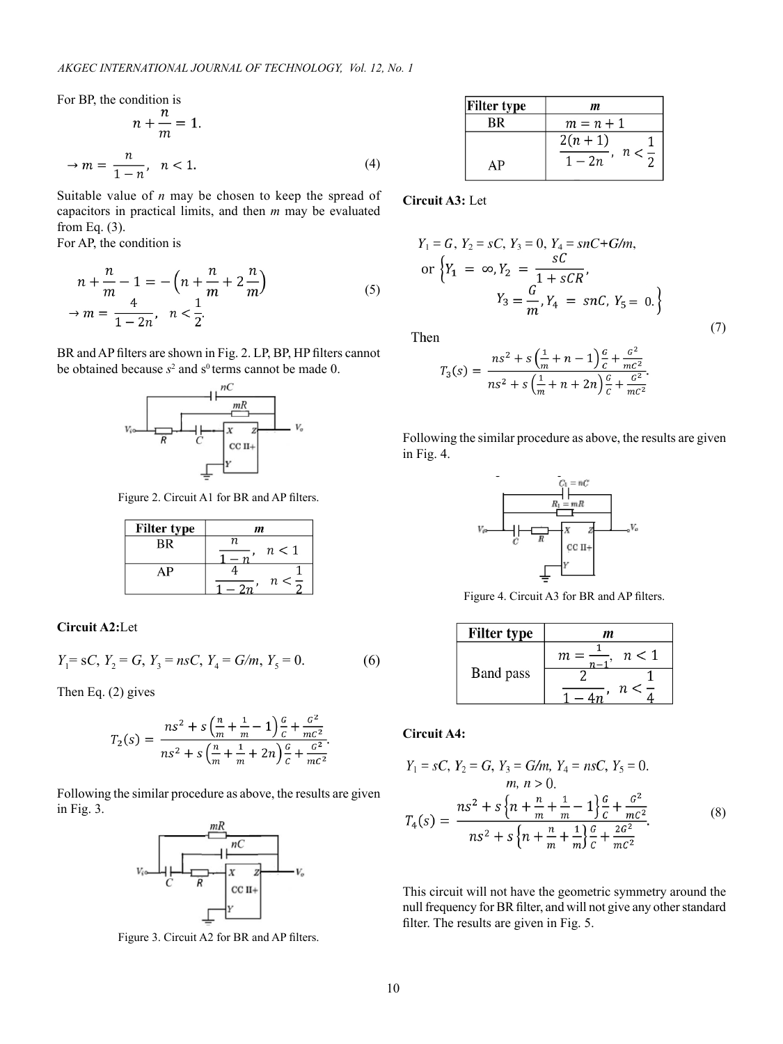For BP, the condition is

$$n + \frac{n}{m} = 1.$$

$$\rightarrow m = \frac{n}{1-n}, \quad n < 1. \tag{4}$$

Suitable value of *n* may be chosen to keep the spread of capacitors in practical limits, and then *m* may be evaluated from Eq. (3).

For AP, the condition is

$$n + \frac{n}{m} - 1 = -\left(n + \frac{n}{m} + 2\frac{n}{m}\right)$$
$$\rightarrow m = \frac{4}{1-2n}, \quad n < \frac{1}{2}. \tag{5}$$

BR and AP filters are shown in Fig. 2. LP, BP, HP filters cannot be obtained because $s^2$ and $s^0$ terms cannot be made 0.

Figure 2. Circuit A1 for BR and AP filters.

| Filter type | m |
|---|---|
| BR | $\frac{n}{1-n}, \quad n < 1$ |
| AP | $\frac{4}{1-2n}, \quad n < \frac{1}{2}$ |

**Circuit A2:** Let

$$Y_1 = sC,\ Y_2 = G,\ Y_3 = nsC,\ Y_4 = G/m,\ Y_5 = 0. \tag{6}$$

Then Eq. (2) gives

$$T_2(s) = \frac{ns^2 + s\left(\frac{n}{m} + \frac{1}{m} - 1\right)\frac{G}{C} + \frac{G^2}{mC^2}}{ns^2 + s\left(\frac{n}{m} + \frac{1}{m} + 2n\right)\frac{G}{C} + \frac{G^2}{mC^2}}.$$

Following the similar procedure as above, the results are given in Fig. 3.

Figure 3. Circuit A2 for BR and AP filters.

| Filter type | m |
|---|---|
| BR | $m = n + 1$ |
| AP | $\frac{2(n+1)}{1-2n}, \quad n < \frac{1}{2}$ |

**Circuit A3:** Let

$$Y_1 = G,\ Y_2 = sC,\ Y_3 = 0,\ Y_4 = snC + G/m,$$
$$\text{or } \left\{Y_1 = \infty, Y_2 = \frac{sC}{1 + sCR}, Y_3 = \frac{G}{m}, Y_4 = snC,\ Y_5 = 0.\right\} \tag{7}$$

Then

$$T_3(s) = \frac{ns^2 + s\left(\frac{1}{m} + n - 1\right)\frac{G}{C} + \frac{G^2}{mC^2}}{ns^2 + s\left(\frac{1}{m} + n + 2n\right)\frac{G}{C} + \frac{G^2}{mC^2}}.$$

Following the similar procedure as above, the results are given in Fig. 4.

Figure 4. Circuit A3 for BR and AP filters.

| Filter type | m |
|---|---|
| Band pass | $m = \frac{1}{n-1}, \quad n < 1$ |
| | $\frac{2}{1-4n}, \quad n < \frac{1}{4}$ |

**Circuit A4:**

$$Y_1 = sC,\ Y_2 = G,\ Y_3 = G/m,\ Y_4 = nsC,\ Y_5 = 0.$$
$$m, n > 0.$$

$$T_4(s) = \frac{ns^2 + s\left\{n + \frac{n}{m} + \frac{1}{m} - 1\right\}\frac{G}{C} + \frac{G^2}{mC^2}}{ns^2 + s\left\{n + \frac{n}{m} + \frac{1}{m}\right\}\frac{G}{C} + \frac{2G^2}{mC^2}}. \tag{8}$$

This circuit will not have the geometric symmetry around the null frequency for BR filter, and will not give any other standard filter. The results are given in Fig. 5.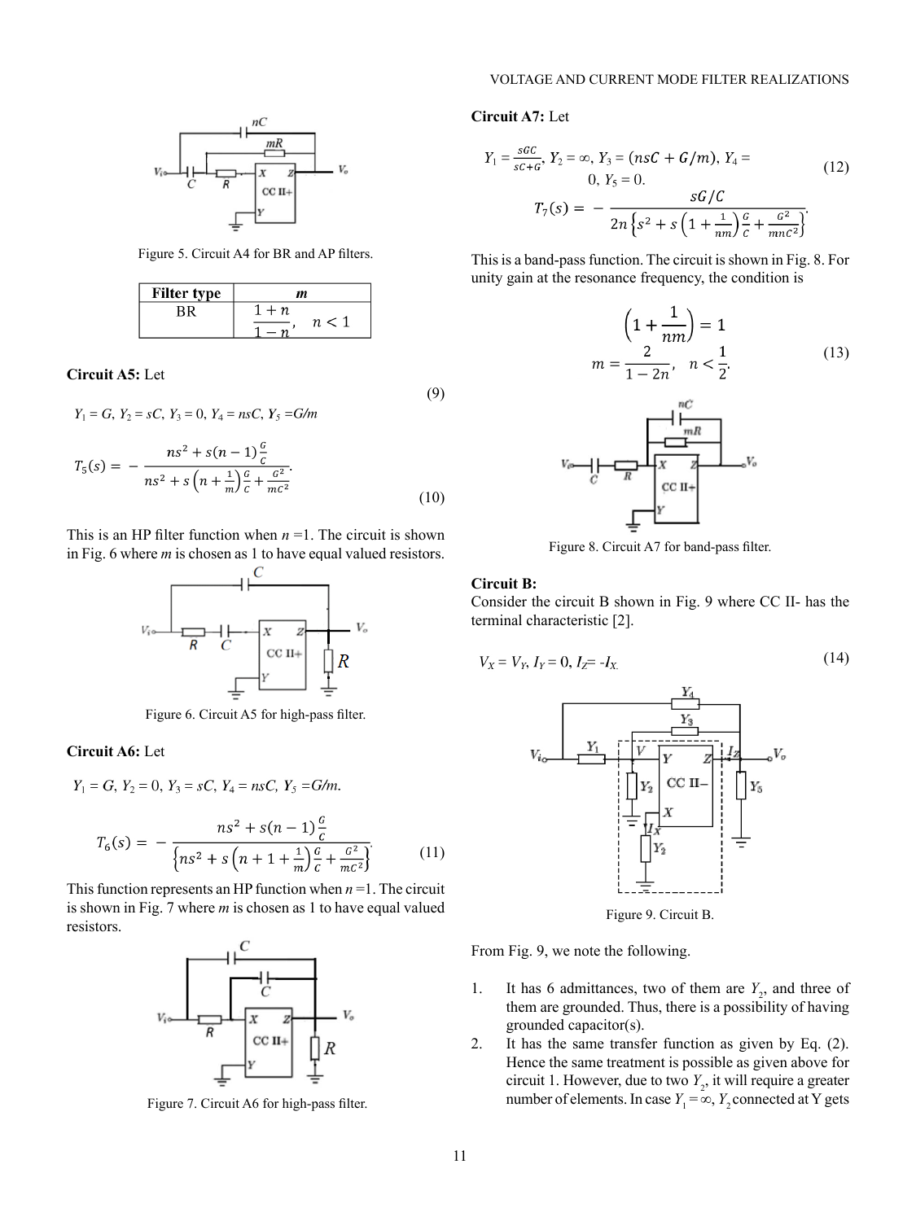Figure 5. Circuit A4 for BR and AP filters.

| Filter type | $m$ |
|---|---|
| BR | $\frac{1+n}{1-n}, \quad n<1$ |

**Circuit A5:** Let

$$Y_1 = G,\ Y_2 = sC,\ Y_3 = 0,\ Y_4 = nsC,\ Y_5 = G/m \tag{9}$$

$$T_5(s) = -\frac{ns^2 + s(n-1)\frac{G}{C}}{ns^2 + s\left(n + \frac{1}{m}\right)\frac{G}{C} + \frac{G^2}{mC^2}}. \tag{10}$$

This is an HP filter function when $n$ =1. The circuit is shown in Fig. 6 where $m$ is chosen as 1 to have equal valued resistors.

Figure 6. Circuit A5 for high-pass filter.

**Circuit A6:** Let

$$Y_1 = G,\ Y_2 = 0,\ Y_3 = sC,\ Y_4 = nsC,\ Y_5 = G/m.$$

$$T_6(s) = -\frac{ns^2 + s(n-1)\frac{G}{C}}{\left\{ns^2 + s\left(n + 1 + \frac{1}{m}\right)\frac{G}{C} + \frac{G^2}{mC^2}\right\}}. \tag{11}$$

This function represents an HP function when $n$ =1. The circuit is shown in Fig. 7 where $m$ is chosen as 1 to have equal valued resistors.

Figure 7. Circuit A6 for high-pass filter.

**Circuit A7:** Let

$$Y_1 = \frac{sGC}{sC+G},\ Y_2 = \infty,\ Y_3 = (nsC + G/m),\ Y_4 = 0,\ Y_5 = 0. \tag{12}$$

$$T_7(s) = -\frac{sG/C}{2n\left\{s^2 + s\left(1 + \frac{1}{nm}\right)\frac{G}{C} + \frac{G^2}{mnC^2}\right\}}.$$

This is a band-pass function. The circuit is shown in Fig. 8. For unity gain at the resonance frequency, the condition is

$$\left(1 + \frac{1}{nm}\right) = 1$$
$$m = \frac{2}{1-2n}, \quad n < \frac{1}{2}. \tag{13}$$

Figure 8. Circuit A7 for band-pass filter.

**Circuit B:**

Consider the circuit B shown in Fig. 9 where CC II- has the terminal characteristic [2].

$$V_X = V_Y,\ I_Y = 0,\ I_Z = -I_X. \tag{14}$$

Figure 9. Circuit B.

From Fig. 9, we note the following.

1. It has 6 admittances, two of them are $Y_2$, and three of them are grounded. Thus, there is a possibility of having grounded capacitor(s).
2. It has the same transfer function as given by Eq. (2). Hence the same treatment is possible as given above for circuit 1. However, due to two $Y_2$, it will require a greater number of elements. In case $Y_1 = \infty$, $Y_2$ connected at Y gets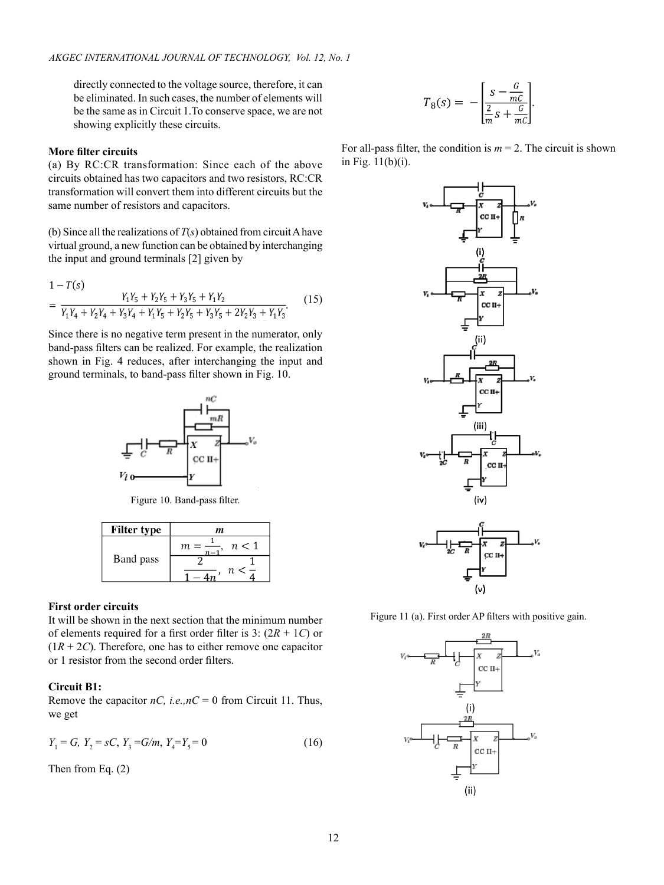directly connected to the voltage source, therefore, it can be eliminated. In such cases, the number of elements will be the same as in Circuit 1.To conserve space, we are not showing explicitly these circuits.

### More filter circuits

(a) By RC:CR transformation: Since each of the above circuits obtained has two capacitors and two resistors, RC:CR transformation will convert them into different circuits but the same number of resistors and capacitors.

(b) Since all the realizations of $T(s)$ obtained from circuit A have virtual ground, a new function can be obtained by interchanging the input and ground terminals [2] given by

$$1 - T(s) = \frac{Y_1Y_5 + Y_2Y_5 + Y_3Y_5 + Y_1Y_2}{Y_1Y_4 + Y_2Y_4 + Y_3Y_4 + Y_1Y_5 + Y_2Y_5 + Y_3Y_5 + 2Y_2Y_3 + Y_1Y_3}. \quad (15)$$

Since there is no negative term present in the numerator, only band-pass filters can be realized. For example, the realization shown in Fig. 4 reduces, after interchanging the input and ground terminals, to band-pass filter shown in Fig. 10.

Figure 10. Band-pass filter.

| Filter type | $m$ |
|---|---|
| Band pass | $m = \frac{1}{n-1}$, $n < 1$ |
| | $\frac{2}{1-4n}$, $n < \frac{1}{4}$ |

### First order circuits

It will be shown in the next section that the minimum number of elements required for a first order filter is 3: ($2R + 1C$) or ($1R + 2C$). Therefore, one has to either remove one capacitor or 1 resistor from the second order filters.

### Circuit B1:

Remove the capacitor $nC$, *i.e.*,$nC = 0$ from Circuit 11. Thus, we get

$$Y_1 = G,\ Y_2 = sC,\ Y_3 = G/m,\ Y_4 = Y_5 = 0 \quad (16)$$

Then from Eq. (2)

$$T_8(s) = -\left[\frac{s - \frac{G}{mC}}{\frac{2}{m}s + \frac{G}{mC}}\right].$$

For all-pass filter, the condition is $m = 2$. The circuit is shown in Fig. 11(b)(i).

Figure 11 (a). First order AP filters with positive gain.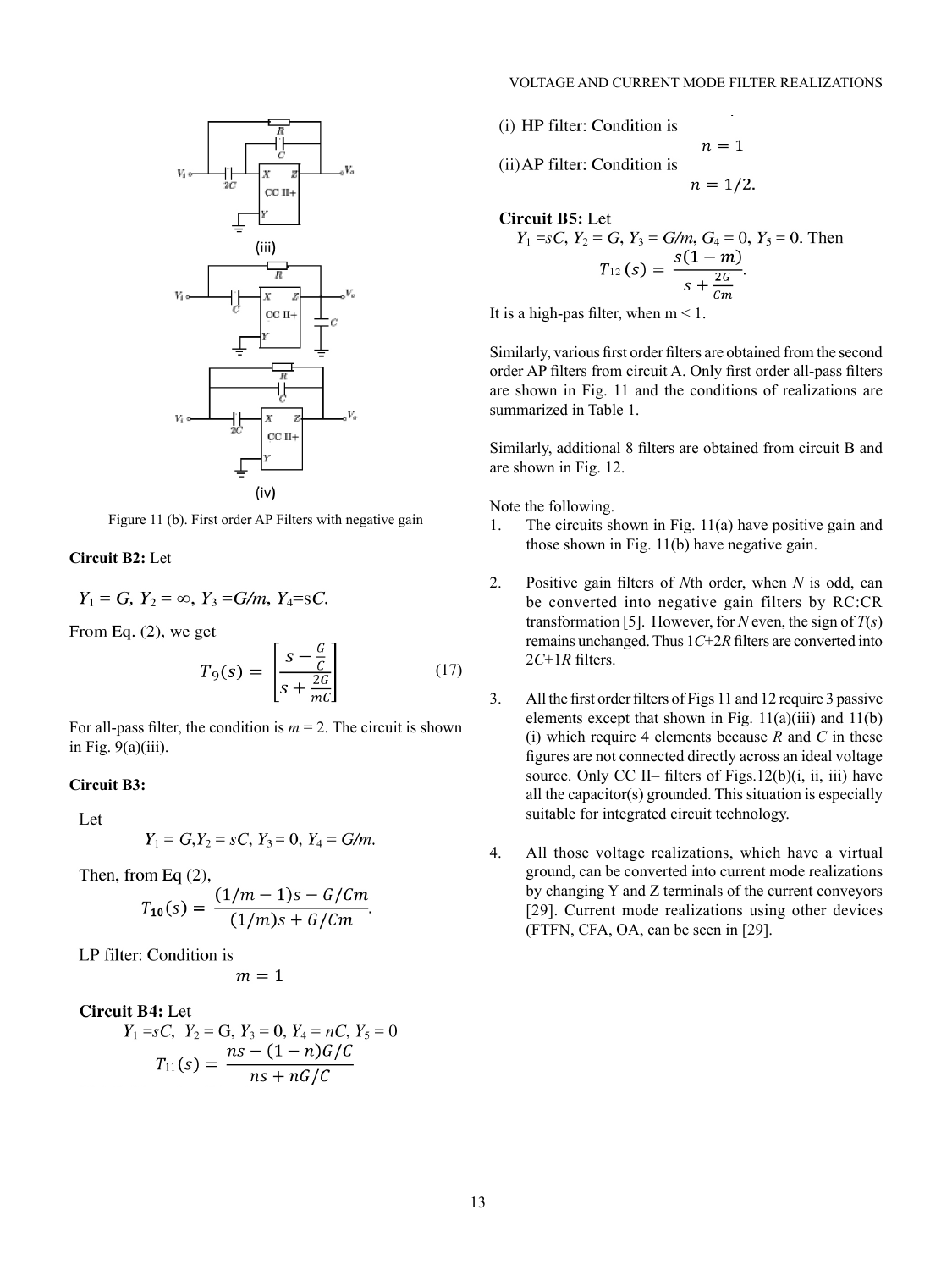(iii)

(iv)

Figure 11 (b). First order AP Filters with negative gain

**Circuit B2:** Let

$Y_1 = G,\ Y_2 = \infty,\ Y_3 = G/m,\ Y_4 = sC.$

From Eq. (2), we get

$$T_9(s) = \left[\frac{s - \frac{G}{C}}{s + \frac{2G}{mC}}\right] \tag{17}$$

For all-pass filter, the condition is $m = 2$. The circuit is shown in Fig. 9(a)(iii).

**Circuit B3:**

Let

$Y_1 = G, Y_2 = sC,\ Y_3 = 0,\ Y_4 = G/m.$

Then, from Eq (2),

$$T_{10}(s) = \frac{(1/m - 1)s - G/Cm}{(1/m)s + G/Cm}.$$

LP filter: Condition is

$$m = 1$$

**Circuit B4:** Let

$Y_1 = sC,\ \ Y_2 = G,\ Y_3 = 0,\ Y_4 = nC,\ Y_5 = 0$

$$T_{11}(s) = \frac{ns - (1-n)G/C}{ns + nG/C}$$

(i) HP filter: Condition is

$$n = 1$$

(ii) AP filter: Condition is

$$n = 1/2.$$

**Circuit B5:** Let

$Y_1 = sC,\ Y_2 = G,\ Y_3 = G/m,\ G_4 = 0,\ Y_5 = 0.$ Then

$$T_{12}(s) = \frac{s(1-m)}{s + \frac{2G}{Cm}}.$$

It is a high-pas filter, when m < 1.

Similarly, various first order filters are obtained from the second order AP filters from circuit A. Only first order all-pass filters are shown in Fig. 11 and the conditions of realizations are summarized in Table 1.

Similarly, additional 8 filters are obtained from circuit B and are shown in Fig. 12.

Note the following.

1. The circuits shown in Fig. 11(a) have positive gain and those shown in Fig. 11(b) have negative gain.

2. Positive gain filters of *N*th order, when *N* is odd, can be converted into negative gain filters by RC:CR transformation [5]. However, for *N* even, the sign of *T*(*s*) remains unchanged. Thus 1*C*+2*R* filters are converted into 2*C*+1*R* filters.

3. All the first order filters of Figs 11 and 12 require 3 passive elements except that shown in Fig. 11(a)(iii) and 11(b)(i) which require 4 elements because *R* and *C* in these figures are not connected directly across an ideal voltage source. Only CC II– filters of Figs.12(b)(i, ii, iii) have all the capacitor(s) grounded. This situation is especially suitable for integrated circuit technology.

4. All those voltage realizations, which have a virtual ground, can be converted into current mode realizations by changing Y and Z terminals of the current conveyors [29]. Current mode realizations using other devices (FTFN, CFA, OA, can be seen in [29].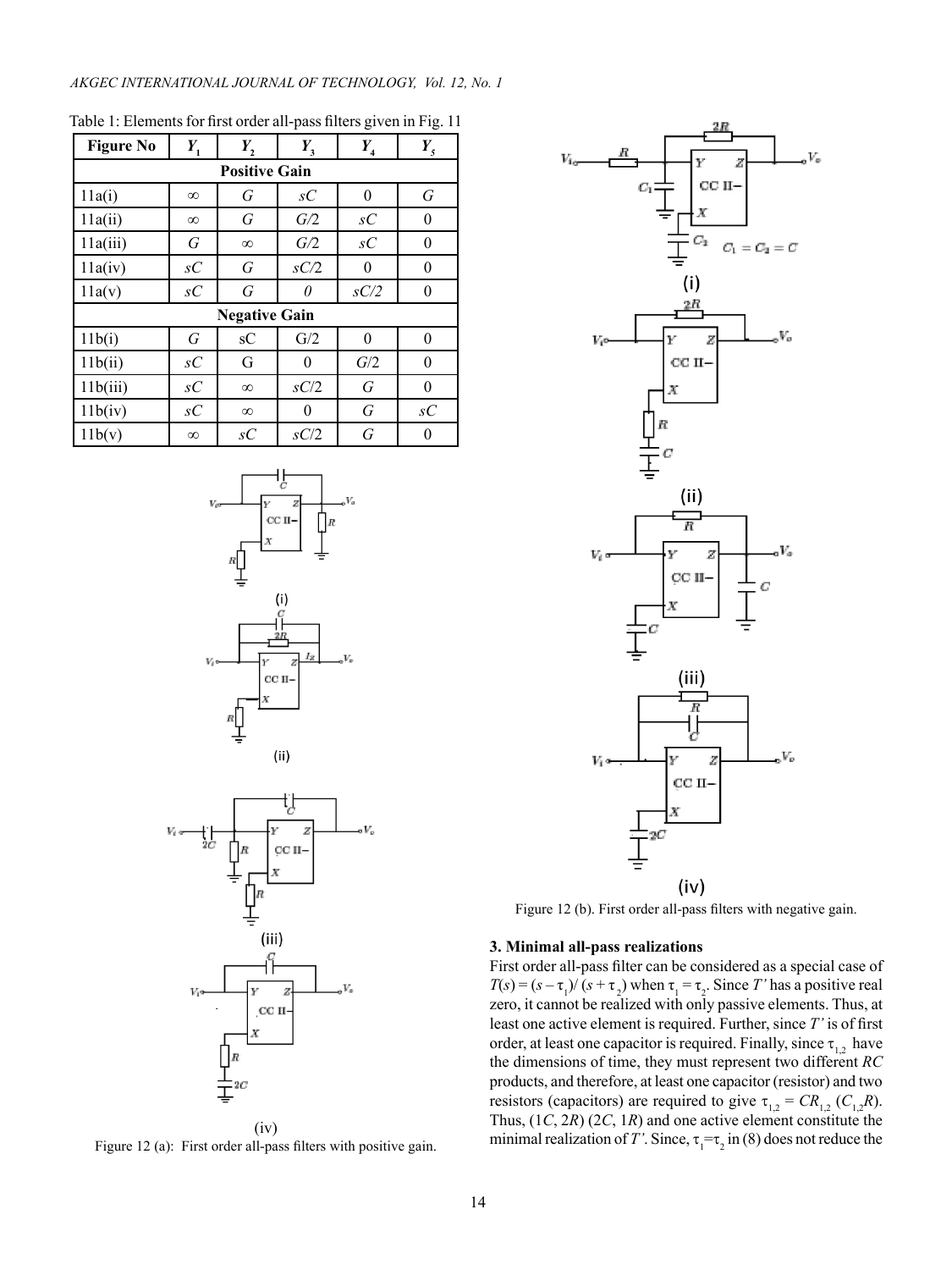Table 1: Elements for first order all-pass filters given in Fig. 11

| Figure No | $Y_1$ | $Y_2$ | $Y_3$ | $Y_4$ | $Y_5$ |
|---|---|---|---|---|---|
| **Positive Gain** | | | | | |
| 11a(i) | $\infty$ | $G$ | $sC$ | 0 | $G$ |
| 11a(ii) | $\infty$ | $G$ | $G/2$ | $sC$ | 0 |
| 11a(iii) | $G$ | $\infty$ | $G/2$ | $sC$ | 0 |
| 11a(iv) | $sC$ | $G$ | $sC/2$ | 0 | 0 |
| 11a(v) | $sC$ | $G$ | $0$ | $sC/2$ | 0 |
| **Negative Gain** | | | | | |
| 11b(i) | $G$ | sC | G/2 | 0 | 0 |
| 11b(ii) | $sC$ | G | 0 | $G/2$ | 0 |
| 11b(iii) | $sC$ | $\infty$ | $sC/2$ | $G$ | 0 |
| 11b(iv) | $sC$ | $\infty$ | 0 | $G$ | $sC$ |
| 11b(v) | $\infty$ | $sC$ | $sC/2$ | $G$ | 0 |

Figure 12 (a): First order all-pass filters with positive gain.

Figure 12 (b). First order all-pass filters with negative gain.

### 3. Minimal all-pass realizations

First order all-pass filter can be considered as a special case of $T(s) = (s - \tau_1)/(s + \tau_2)$ when $\tau_1 = \tau_2$. Since $T'$ has a positive real zero, it cannot be realized with only passive elements. Thus, at least one active element is required. Further, since $T'$ is of first order, at least one capacitor is required. Finally, since $\tau_{1,2}$ have the dimensions of time, they must represent two different $RC$ products, and therefore, at least one capacitor (resistor) and two resistors (capacitors) are required to give $\tau_{1,2} = CR_{1,2}$ ($C_{1,2}R$). Thus, (1$C$, 2$R$) (2$C$, 1$R$) and one active element constitute the minimal realization of $T'$. Since, $\tau_1=\tau_2$ in (8) does not reduce the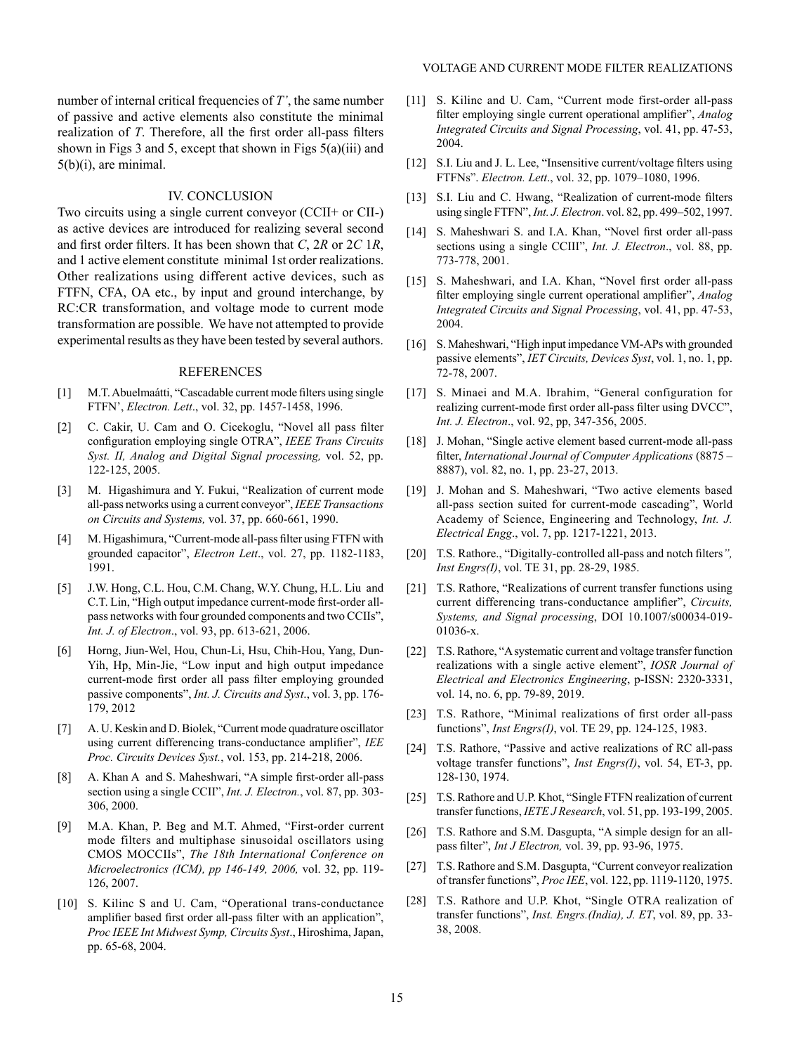number of internal critical frequencies of $T'$, the same number of passive and active elements also constitute the minimal realization of $T$. Therefore, all the first order all-pass filters shown in Figs 3 and 5, except that shown in Figs 5(a)(iii) and 5(b)(i), are minimal.

## IV. CONCLUSION

Two circuits using a single current conveyor (CCII+ or CII-) as active devices are introduced for realizing several second and first order filters. It has been shown that $C$, 2$R$ or 2$C$ 1$R$, and 1 active element constitute minimal 1st order realizations. Other realizations using different active devices, such as FTFN, CFA, OA etc., by input and ground interchange, by RC:CR transformation, and voltage mode to current mode transformation are possible. We have not attempted to provide experimental results as they have been tested by several authors.

## REFERENCES

[1] M.T. Abuelmaátti, "Cascadable current mode filters using single FTFN', *Electron. Lett*., vol. 32, pp. 1457-1458, 1996.

[2] C. Cakir, U. Cam and O. Cicekoglu, "Novel all pass filter configuration employing single OTRA", *IEEE Trans Circuits Syst. II, Analog and Digital Signal processing,* vol. 52, pp. 122-125, 2005.

[3] M. Higashimura and Y. Fukui, "Realization of current mode all-pass networks using a current conveyor", *IEEE Transactions on Circuits and Systems,* vol. 37, pp. 660-661, 1990.

[4] M. Higashimura, "Current-mode all-pass filter using FTFN with grounded capacitor", *Electron Lett*., vol. 27, pp. 1182-1183, 1991.

[5] J.W. Hong, C.L. Hou, C.M. Chang, W.Y. Chung, H.L. Liu and C.T. Lin, "High output impedance current-mode first-order all-pass networks with four grounded components and two CCIIs", *Int. J. of Electron*., vol. 93, pp. 613-621, 2006.

[6] Horng, Jiun-Wel, Hou, Chun-Li, Hsu, Chih-Hou, Yang, Dun-Yih, Hp, Min-Jie, "Low input and high output impedance current-mode first order all pass filter employing grounded passive components", *Int. J. Circuits and Syst*., vol. 3, pp. 176-179, 2012

[7] A. U. Keskin and D. Biolek, "Current mode quadrature oscillator using current differencing trans-conductance amplifier", *IEE Proc. Circuits Devices Syst.*, vol. 153, pp. 214-218, 2006.

[8] A. Khan A and S. Maheshwari, "A simple first-order all-pass section using a single CCII", *Int. J. Electron.*, vol. 87, pp. 303-306, 2000.

[9] M.A. Khan, P. Beg and M.T. Ahmed, "First-order current mode filters and multiphase sinusoidal oscillators using CMOS MOCCIIs", *The 18th International Conference on Microelectronics (ICM), pp 146-149, 2006,* vol. 32, pp. 119-126, 2007.

[10] S. Kilinc S and U. Cam, "Operational trans-conductance amplifier based first order all-pass filter with an application", *Proc IEEE Int Midwest Symp, Circuits Syst*., Hiroshima, Japan, pp. 65-68, 2004.

[11] S. Kilinc and U. Cam, "Current mode first-order all-pass filter employing single current operational amplifier", *Analog Integrated Circuits and Signal Processing*, vol. 41, pp. 47-53, 2004.

[12] S.I. Liu and J. L. Lee, "Insensitive current/voltage filters using FTFNs". *Electron. Lett*., vol. 32, pp. 1079–1080, 1996.

[13] S.I. Liu and C. Hwang, "Realization of current-mode filters using single FTFN", *Int. J. Electron*. vol. 82, pp. 499–502, 1997.

[14] S. Maheshwari S. and I.A. Khan, "Novel first order all-pass sections using a single CCIII", *Int. J. Electron*., vol. 88, pp. 773-778, 2001.

[15] S. Maheshwari, and I.A. Khan, "Novel first order all-pass filter employing single current operational amplifier", *Analog Integrated Circuits and Signal Processing*, vol. 41, pp. 47-53, 2004.

[16] S. Maheshwari, "High input impedance VM-APs with grounded passive elements", *IET Circuits, Devices Syst*, vol. 1, no. 1, pp. 72-78, 2007.

[17] S. Minaei and M.A. Ibrahim, "General configuration for realizing current-mode first order all-pass filter using DVCC", *Int. J. Electron*., vol. 92, pp, 347-356, 2005.

[18] J. Mohan, "Single active element based current-mode all-pass filter, *International Journal of Computer Applications* (8875 – 8887), vol. 82, no. 1, pp. 23-27, 2013.

[19] J. Mohan and S. Maheshwari, "Two active elements based all-pass section suited for current-mode cascading", World Academy of Science, Engineering and Technology, *Int. J. Electrical Engg*., vol. 7, pp. 1217-1221, 2013.

[20] T.S. Rathore., "Digitally-controlled all-pass and notch filters*", Inst Engrs(I)*, vol. TE 31, pp. 28-29, 1985.

[21] T.S. Rathore, "Realizations of current transfer functions using current differencing trans-conductance amplifier", *Circuits, Systems, and Signal processing*, DOI 10.1007/s00034-019-01036-x.

[22] T.S. Rathore, "A systematic current and voltage transfer function realizations with a single active element", *IOSR Journal of Electrical and Electronics Engineering*, p-ISSN: 2320-3331, vol. 14, no. 6, pp. 79-89, 2019.

[23] T.S. Rathore, "Minimal realizations of first order all-pass functions", *Inst Engrs(I)*, vol. TE 29, pp. 124-125, 1983.

[24] T.S. Rathore, "Passive and active realizations of RC all-pass voltage transfer functions", *Inst Engrs(I)*, vol. 54, ET-3, pp. 128-130, 1974.

[25] T.S. Rathore and U.P. Khot, "Single FTFN realization of current transfer functions, *IETE J Research*, vol. 51, pp. 193-199, 2005.

[26] T.S. Rathore and S.M. Dasgupta, "A simple design for an all-pass filter", *Int J Electron,* vol. 39, pp. 93-96, 1975.

[27] T.S. Rathore and S.M. Dasgupta, "Current conveyor realization of transfer functions", *Proc IEE*, vol. 122, pp. 1119-1120, 1975.

[28] T.S. Rathore and U.P. Khot, "Single OTRA realization of transfer functions", *Inst. Engrs.(India), J. ET*, vol. 89, pp. 33-38, 2008.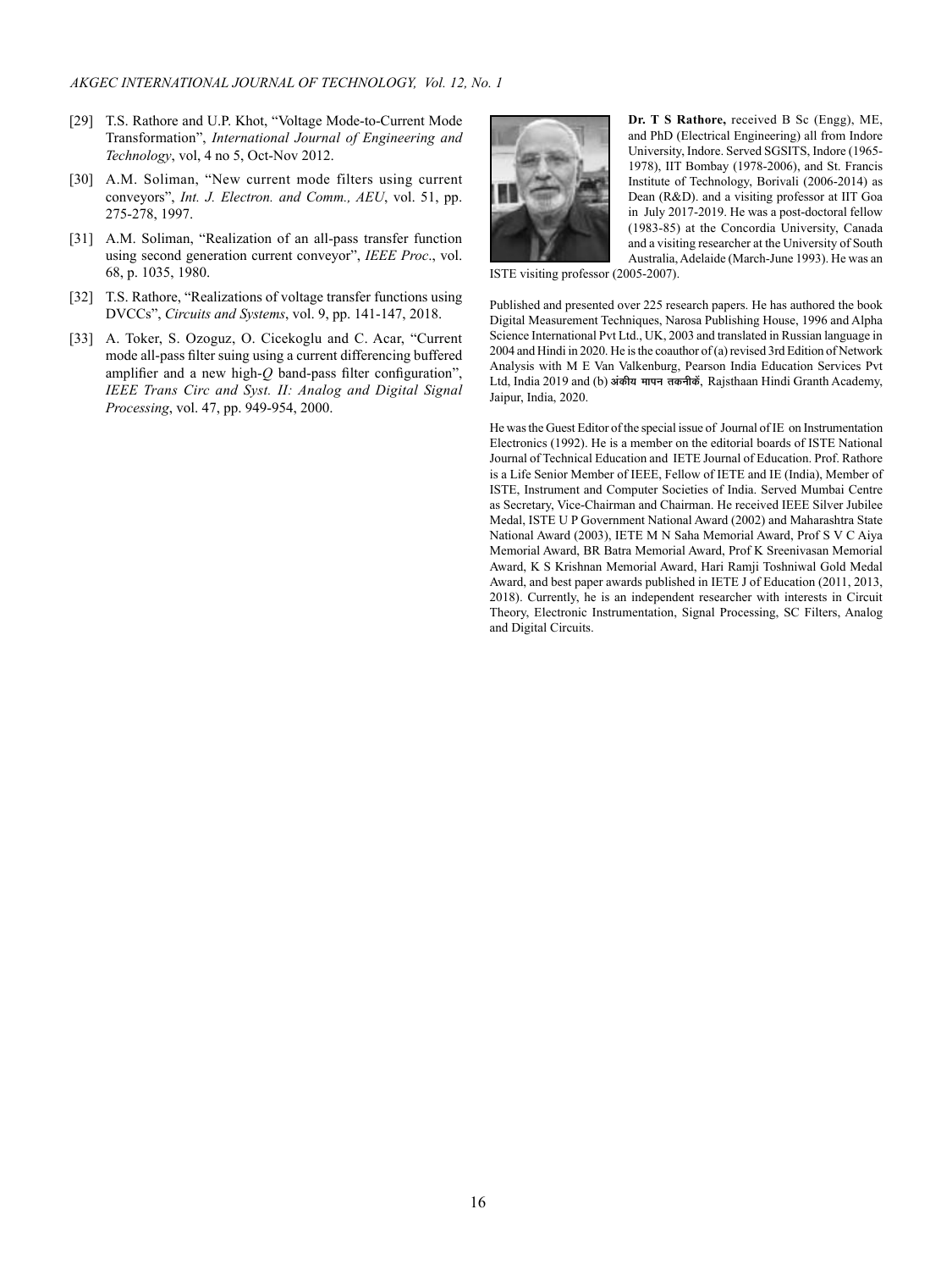[29] T.S. Rathore and U.P. Khot, "Voltage Mode-to-Current Mode Transformation", *International Journal of Engineering and Technology*, vol, 4 no 5, Oct-Nov 2012.

[30] A.M. Soliman, "New current mode filters using current conveyors", *Int. J. Electron. and Comm., AEU*, vol. 51, pp. 275-278, 1997.

[31] A.M. Soliman, "Realization of an all-pass transfer function using second generation current conveyor", *IEEE Proc*., vol. 68, p. 1035, 1980.

[32] T.S. Rathore, "Realizations of voltage transfer functions using DVCCs", *Circuits and Systems*, vol. 9, pp. 141-147, 2018.

[33] A. Toker, S. Ozoguz, O. Cicekoglu and C. Acar, "Current mode all-pass filter suing using a current differencing buffered amplifier and a new high-*Q* band-pass filter configuration", *IEEE Trans Circ and Syst. II: Analog and Digital Signal Processing*, vol. 47, pp. 949-954, 2000.

**Dr. T S Rathore,** received B Sc (Engg), ME, and PhD (Electrical Engineering) all from Indore University, Indore. Served SGSITS, Indore (1965-1978), IIT Bombay (1978-2006), and St. Francis Institute of Technology, Borivali (2006-2014) as Dean (R&D). and a visiting professor at IIT Goa in July 2017-2019. He was a post-doctoral fellow (1983-85) at the Concordia University, Canada and a visiting researcher at the University of South Australia, Adelaide (March-June 1993). He was an ISTE visiting professor (2005-2007).

Published and presented over 225 research papers. He has authored the book Digital Measurement Techniques, Narosa Publishing House, 1996 and Alpha Science International Pvt Ltd., UK, 2003 and translated in Russian language in 2004 and Hindi in 2020. He is the coauthor of (a) revised 3rd Edition of Network Analysis with M E Van Valkenburg, Pearson India Education Services Pvt Ltd, India 2019 and (b) अंकीय मापन तकनीकें, Rajsthaan Hindi Granth Academy, Jaipur, India, 2020.

He was the Guest Editor of the special issue of Journal of IE on Instrumentation Electronics (1992). He is a member on the editorial boards of ISTE National Journal of Technical Education and IETE Journal of Education. Prof. Rathore is a Life Senior Member of IEEE, Fellow of IETE and IE (India), Member of ISTE, Instrument and Computer Societies of India. Served Mumbai Centre as Secretary, Vice-Chairman and Chairman. He received IEEE Silver Jubilee Medal, ISTE U P Government National Award (2002) and Maharashtra State National Award (2003), IETE M N Saha Memorial Award, Prof S V C Aiya Memorial Award, BR Batra Memorial Award, Prof K Sreenivasan Memorial Award, K S Krishnan Memorial Award, Hari Ramji Toshniwal Gold Medal Award, and best paper awards published in IETE J of Education (2011, 2013, 2018). Currently, he is an independent researcher with interests in Circuit Theory, Electronic Instrumentation, Signal Processing, SC Filters, Analog and Digital Circuits.